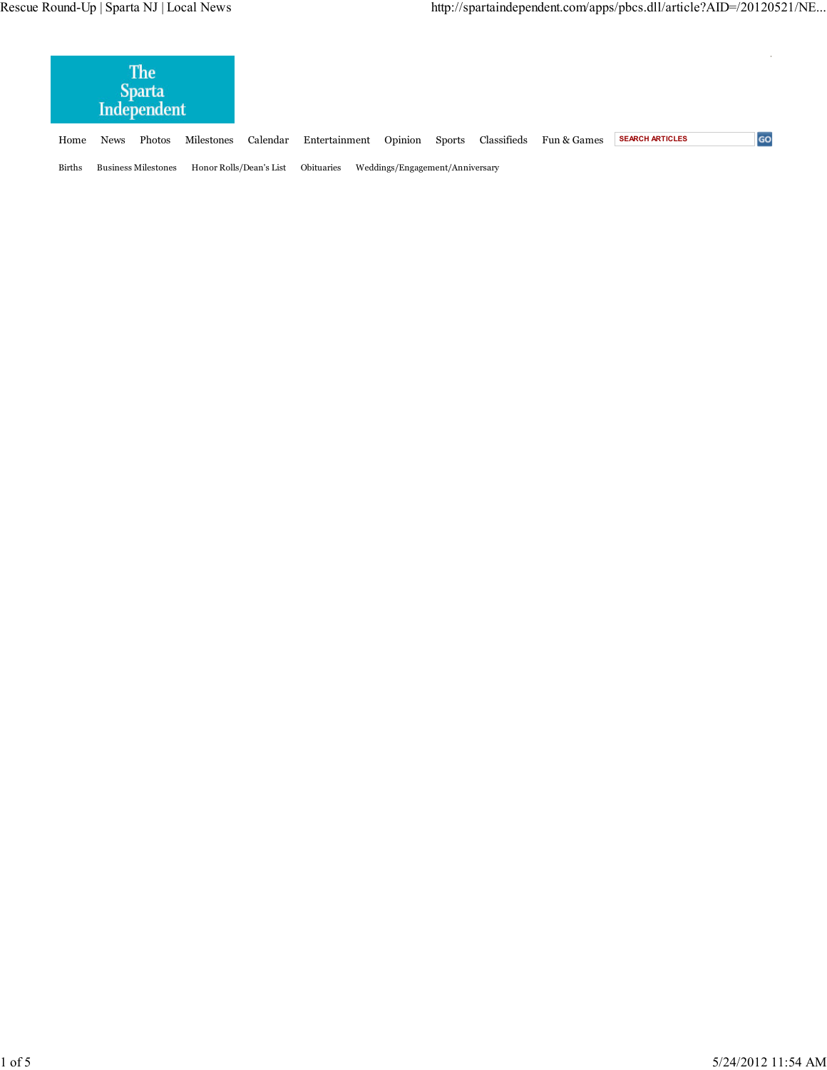# The Sparta Independent

Home News Photos Milestones Calendar Entertainment Opinion Sports Classifieds Fun & Games

SEARCH ARTICLES GO

Births Business Milestones Honor Rolls/Dean's List Obituaries Weddings/Engagement/Anniversary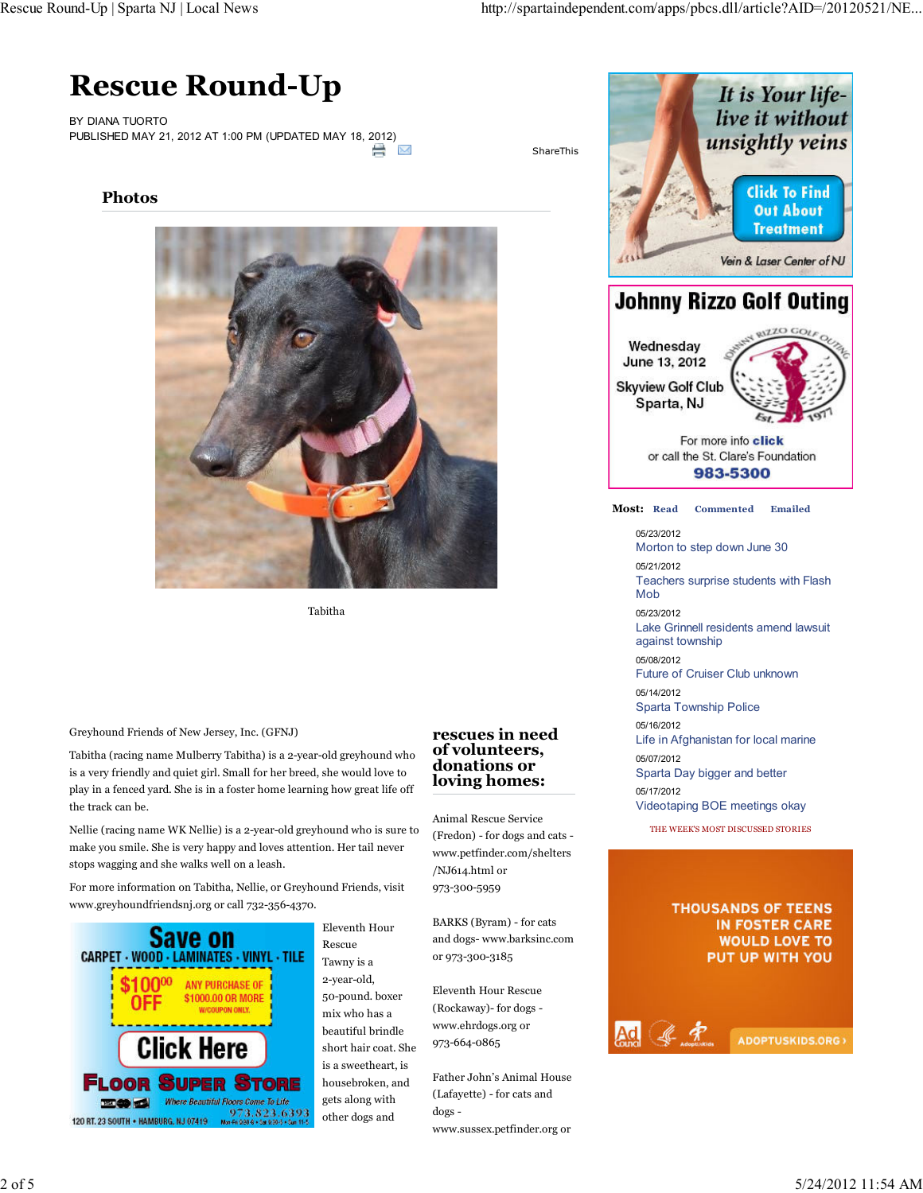# Rescue Round-Up

BY DIANA TUORTO
PUBLISHED MAY 21, 2012 AT 1:00 PM (UPDATED MAY 18, 2012)

## Photos

Tabitha

Greyhound Friends of New Jersey, Inc. (GFNJ)

Tabitha (racing name Mulberry Tabitha) is a 2-year-old greyhound who is a very friendly and quiet girl. Small for her breed, she would love to play in a fenced yard. She is in a foster home learning how great life off the track can be.

Nellie (racing name WK Nellie) is a 2-year-old greyhound who is sure to make you smile. She is very happy and loves attention. Her tail never stops wagging and she walks well on a leash.

For more information on Tabitha, Nellie, or Greyhound Friends, visit www.greyhoundfriendsnj.org or call 732-356-4370.

Eleventh Hour Rescue

Tawny is a 2-year-old, 50-pound. boxer mix who has a beautiful brindle short hair coat. She is a sweetheart, is housebroken, and gets along with other dogs and

## rescues in need of volunteers, donations or loving homes:

Animal Rescue Service (Fredon) - for dogs and cats - www.petfinder.com/shelters/NJ614.html or 973-300-5959

BARKS (Byram) - for cats and dogs- www.barksinc.com or 973-300-3185

Eleventh Hour Rescue (Rockaway)- for dogs - www.ehrdogs.org or 973-664-0865

Father John's Animal House (Lafayette) - for cats and dogs - www.sussex.petfinder.org or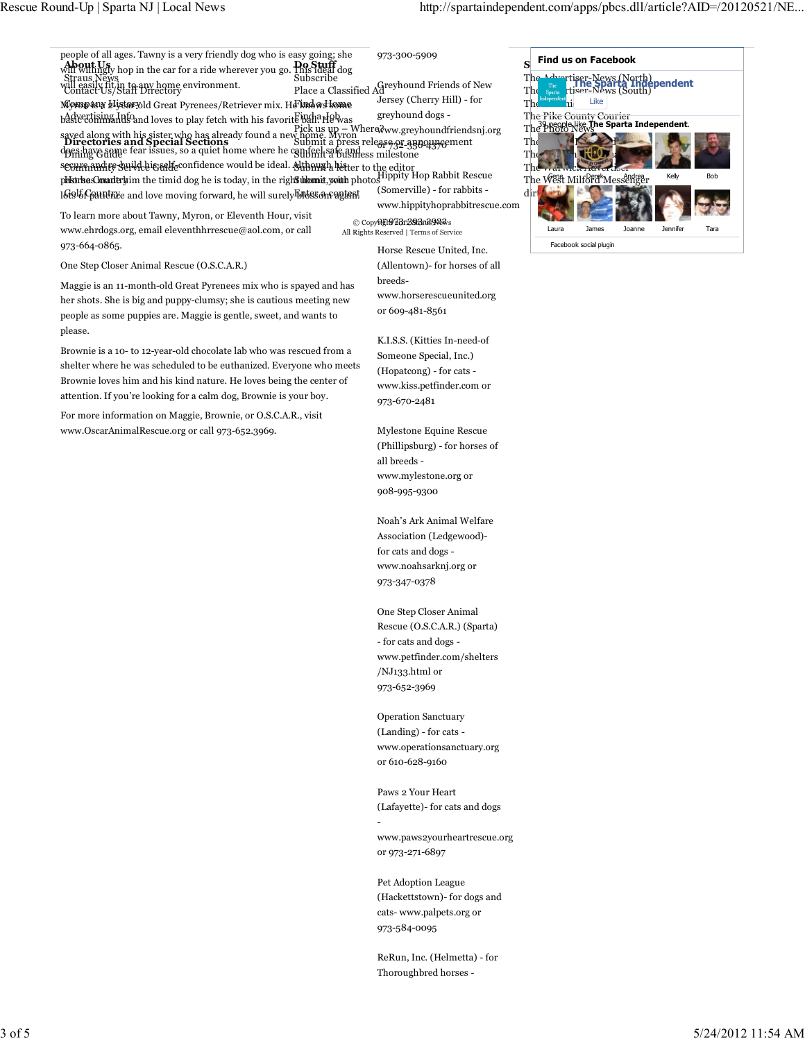people of all ages. Tawny is a very friendly dog who is easy going; she will willingly hop in the car for a ride wherever you go. This ideal dog will easily fit in to any home environment.

Myron is a 2-year-old Great Pyrenees/Retriever mix. He knows some basic commands and loves to play fetch with his favorite ball. He was saved along with his sister who has already found a new home. Myron does have some fear issues, so a quiet home where he can feel safe and secure and re-build his self-confidence would be ideal. Although his past has made him the timid dog he is today, in the right home, with lots of patience and love moving forward, he will surely blossom again!

To learn more about Tawny, Myron, or Eleventh Hour, visit www.ehrdogs.org, email eleventhhrrescue@aol.com, or call 973-664-0865.

One Step Closer Animal Rescue (O.S.C.A.R.)

Maggie is an 11-month-old Great Pyrenees mix who is spayed and has her shots. She is big and puppy-clumsy; she is cautious meeting new people as some puppies are. Maggie is gentle, sweet, and wants to please.

Brownie is a 10- to 12-year-old chocolate lab who was rescued from a shelter where he was scheduled to be euthanized. Everyone who meets Brownie loves him and his kind nature. He loves being the center of attention. If you're looking for a calm dog, Brownie is your boy.

For more information on Maggie, Brownie, or O.S.C.A.R., visit www.OscarAnimalRescue.org or call 973-652.3969.

973-300-5909

Greyhound Friends of New Jersey (Cherry Hill) - for greyhound dogs - www.greyhoundfriendsnj.org or 732-356-4370

Hippity Hop Rabbit Rescue (Somerville) - for rabbits - www.hippityhoprabbitrescue.com or 973-393-2922

Horse Rescue United, Inc. (Allentown)- for horses of all breeds- www.horserescueunited.org or 609-481-8561

K.I.S.S. (Kitties In-need-of Someone Special, Inc.) (Hopatcong) - for cats - www.kiss.petfinder.com or 973-670-2481

Mylestone Equine Rescue (Phillipsburg) - for horses of all breeds - www.mylestone.org or 908-995-9300

Noah's Ark Animal Welfare Association (Ledgewood)- for cats and dogs - www.noahsarknj.org or 973-347-0378

One Step Closer Animal Rescue (O.S.C.A.R.) (Sparta) - for cats and dogs - www.petfinder.com/shelters/NJ133.html or 973-652-3969

Operation Sanctuary (Landing) - for cats - www.operationsanctuary.org or 610-628-9160

Paws 2 Your Heart (Lafayette)- for cats and dogs - www.paws2yourheartrescue.org or 973-271-6897

Pet Adoption League (Hackettstown)- for dogs and cats- www.palpets.org or 973-584-0095

ReRun, Inc. (Helmetta) - for Thoroughbred horses -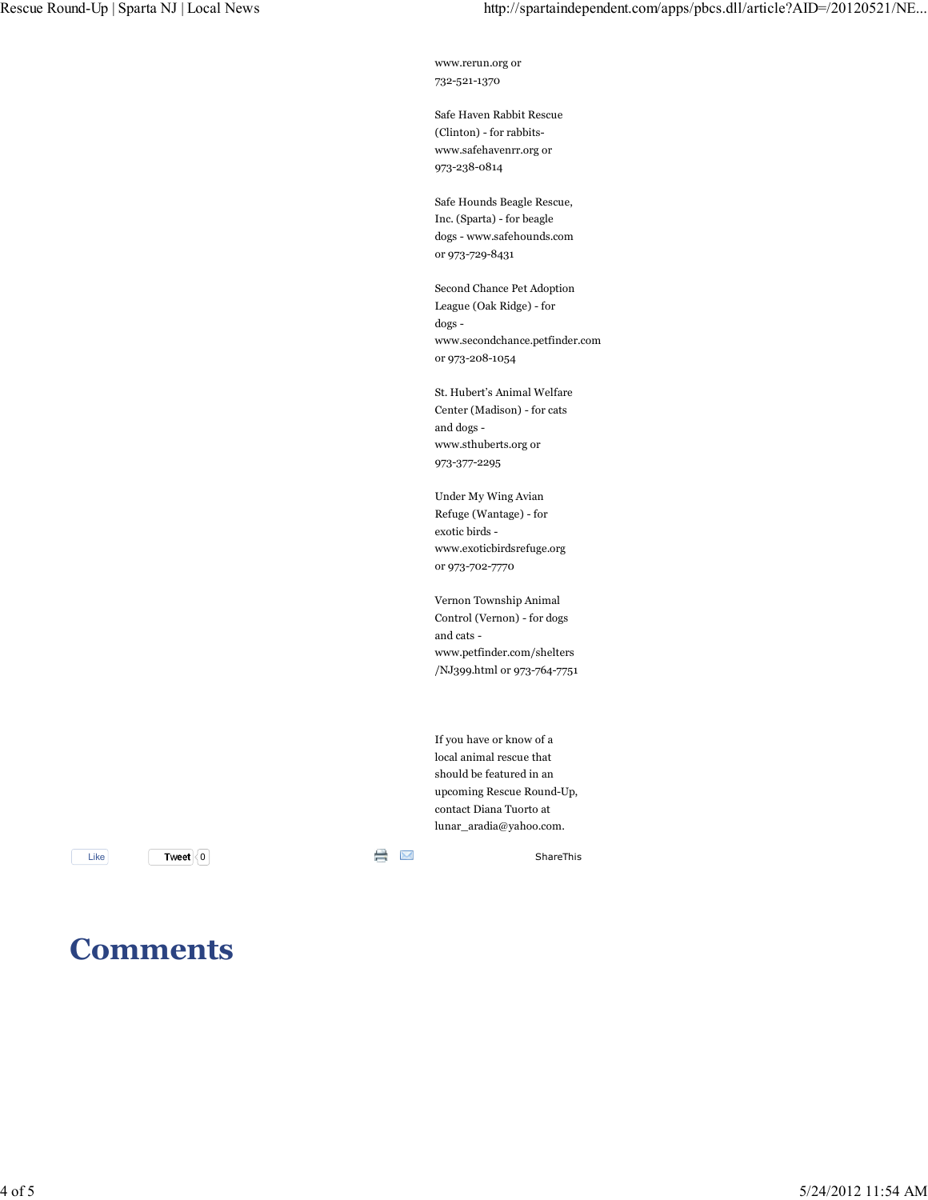www.rerun.org or 732-521-1370

Safe Haven Rabbit Rescue (Clinton) - for rabbits- www.safehavenrr.org or 973-238-0814

Safe Hounds Beagle Rescue, Inc. (Sparta) - for beagle dogs - www.safehounds.com or 973-729-8431

Second Chance Pet Adoption League (Oak Ridge) - for dogs - www.secondchance.petfinder.com or 973-208-1054

St. Hubert's Animal Welfare Center (Madison) - for cats and dogs - www.sthuberts.org or 973-377-2295

Under My Wing Avian Refuge (Wantage) - for exotic birds - www.exoticbirdsrefuge.org or 973-702-7770

Vernon Township Animal Control (Vernon) - for dogs and cats - www.petfinder.com/shelters/NJ399.html or 973-764-7751

If you have or know of a local animal rescue that should be featured in an upcoming Rescue Round-Up, contact Diana Tuorto at lunar_aradia@yahoo.com.

Like Tweet 0 ShareThis

# Comments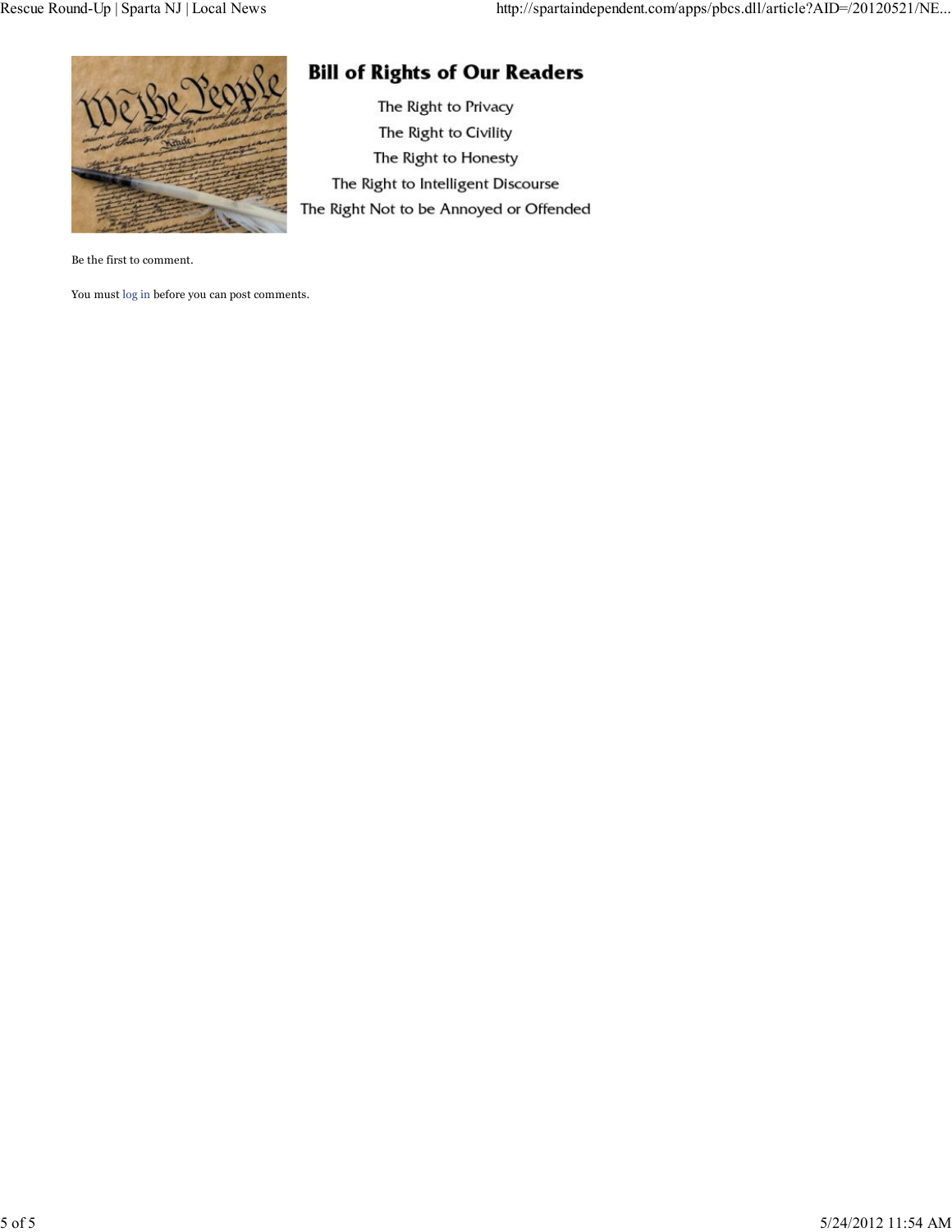## Bill of Rights of Our Readers

The Right to Privacy

The Right to Civility

The Right to Honesty

The Right to Intelligent Discourse

The Right Not to be Annoyed or Offended

Be the first to comment.

You must log in before you can post comments.